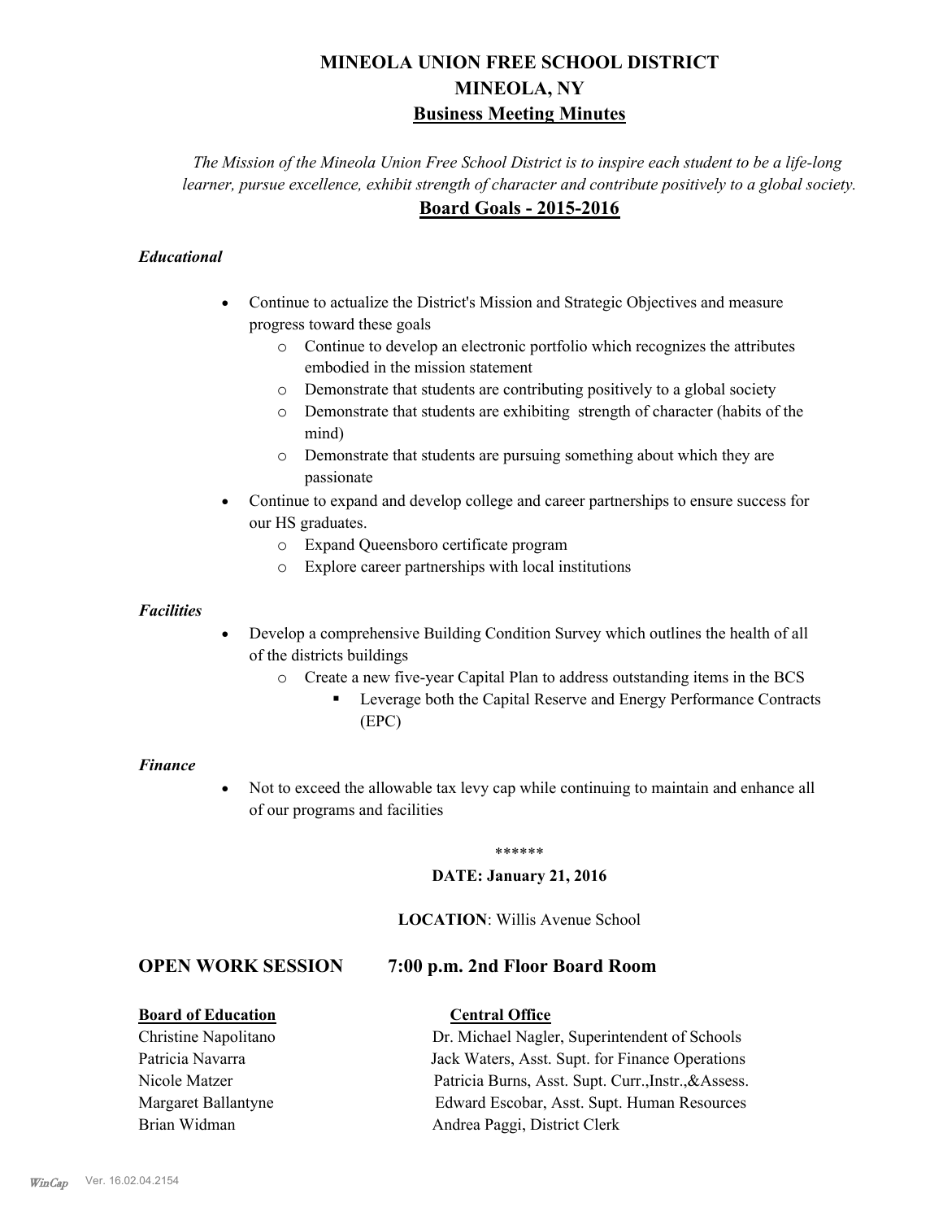# MINEOLA UNION FREE SCHOOL DISTRICT
# MINEOLA, NY
## Business Meeting Minutes

*The Mission of the Mineola Union Free School District is to inspire each student to be a life-long learner, pursue excellence, exhibit strength of character and contribute positively to a global society.*

## Board Goals - 2015-2016

### *Educational*

- Continue to actualize the District's Mission and Strategic Objectives and measure progress toward these goals
  - Continue to develop an electronic portfolio which recognizes the attributes embodied in the mission statement
  - Demonstrate that students are contributing positively to a global society
  - Demonstrate that students are exhibiting strength of character (habits of the mind)
  - Demonstrate that students are pursuing something about which they are passionate
- Continue to expand and develop college and career partnerships to ensure success for our HS graduates.
  - Expand Queensboro certificate program
  - Explore career partnerships with local institutions

### *Facilities*

- Develop a comprehensive Building Condition Survey which outlines the health of all of the districts buildings
  - Create a new five-year Capital Plan to address outstanding items in the BCS
    - Leverage both the Capital Reserve and Energy Performance Contracts (EPC)

### *Finance*

- Not to exceed the allowable tax levy cap while continuing to maintain and enhance all of our programs and facilities

******

**DATE: January 21, 2016**

**LOCATION**: Willis Avenue School

## OPEN WORK SESSION 7:00 p.m. 2nd Floor Board Room

| **Board of Education** | **Central Office** |
|---|---|
| Christine Napolitano | Dr. Michael Nagler, Superintendent of Schools |
| Patricia Navarra | Jack Waters, Asst. Supt. for Finance Operations |
| Nicole Matzer | Patricia Burns, Asst. Supt. Curr.,Instr.,&Assess. |
| Margaret Ballantyne | Edward Escobar, Asst. Supt. Human Resources |
| Brian Widman | Andrea Paggi, District Clerk |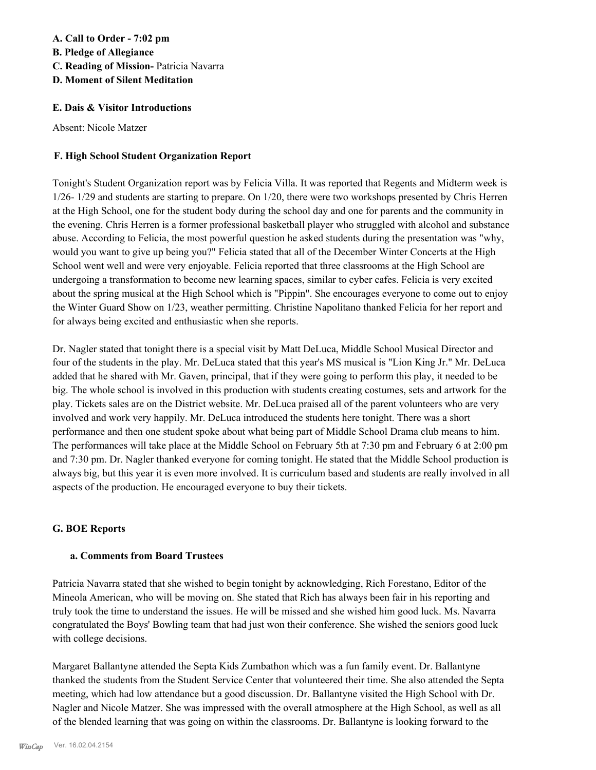**A. Call to Order - 7:02 pm**
**B. Pledge of Allegiance**
**C. Reading of Mission-** Patricia Navarra
**D. Moment of Silent Meditation**

**E. Dais & Visitor Introductions**

Absent: Nicole Matzer

**F. High School Student Organization Report**

Tonight's Student Organization report was by Felicia Villa. It was reported that Regents and Midterm week is 1/26- 1/29 and students are starting to prepare. On 1/20, there were two workshops presented by Chris Herren at the High School, one for the student body during the school day and one for parents and the community in the evening. Chris Herren is a former professional basketball player who struggled with alcohol and substance abuse. According to Felicia, the most powerful question he asked students during the presentation was "why, would you want to give up being you?" Felicia stated that all of the December Winter Concerts at the High School went well and were very enjoyable. Felicia reported that three classrooms at the High School are undergoing a transformation to become new learning spaces, similar to cyber cafes. Felicia is very excited about the spring musical at the High School which is "Pippin". She encourages everyone to come out to enjoy the Winter Guard Show on 1/23, weather permitting. Christine Napolitano thanked Felicia for her report and for always being excited and enthusiastic when she reports.

Dr. Nagler stated that tonight there is a special visit by Matt DeLuca, Middle School Musical Director and four of the students in the play. Mr. DeLuca stated that this year's MS musical is "Lion King Jr." Mr. DeLuca added that he shared with Mr. Gaven, principal, that if they were going to perform this play, it needed to be big. The whole school is involved in this production with students creating costumes, sets and artwork for the play. Tickets sales are on the District website. Mr. DeLuca praised all of the parent volunteers who are very involved and work very happily. Mr. DeLuca introduced the students here tonight. There was a short performance and then one student spoke about what being part of Middle School Drama club means to him. The performances will take place at the Middle School on February 5th at 7:30 pm and February 6 at 2:00 pm and 7:30 pm. Dr. Nagler thanked everyone for coming tonight. He stated that the Middle School production is always big, but this year it is even more involved. It is curriculum based and students are really involved in all aspects of the production. He encouraged everyone to buy their tickets.

**G. BOE Reports**

**a. Comments from Board Trustees**

Patricia Navarra stated that she wished to begin tonight by acknowledging, Rich Forestano, Editor of the Mineola American, who will be moving on. She stated that Rich has always been fair in his reporting and truly took the time to understand the issues. He will be missed and she wished him good luck. Ms. Navarra congratulated the Boys' Bowling team that had just won their conference. She wished the seniors good luck with college decisions.

Margaret Ballantyne attended the Septa Kids Zumbathon which was a fun family event. Dr. Ballantyne thanked the students from the Student Service Center that volunteered their time. She also attended the Septa meeting, which had low attendance but a good discussion. Dr. Ballantyne visited the High School with Dr. Nagler and Nicole Matzer. She was impressed with the overall atmosphere at the High School, as well as all of the blended learning that was going on within the classrooms. Dr. Ballantyne is looking forward to the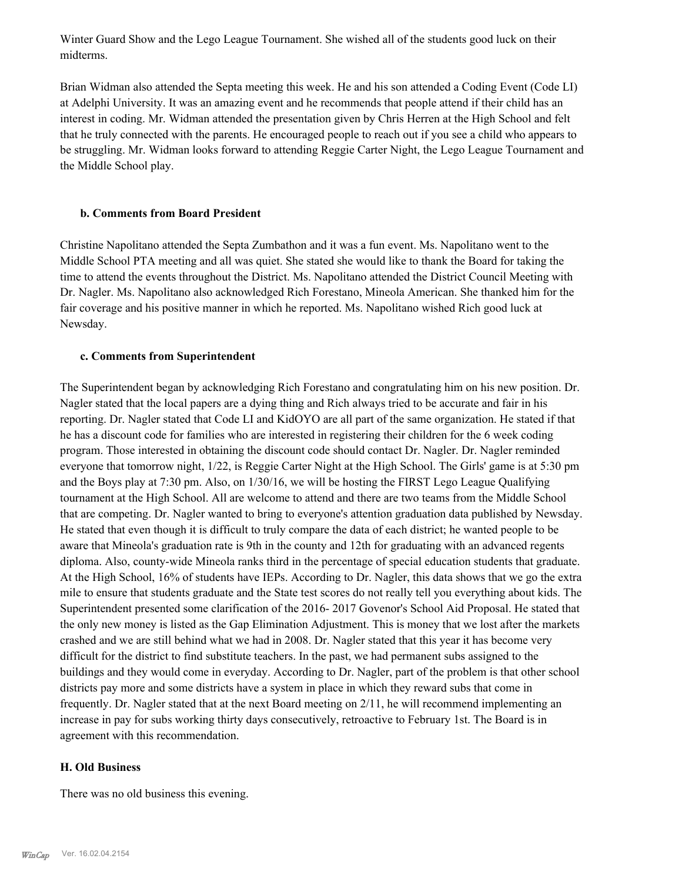Winter Guard Show and the Lego League Tournament. She wished all of the students good luck on their midterms.

Brian Widman also attended the Septa meeting this week. He and his son attended a Coding Event (Code LI) at Adelphi University. It was an amazing event and he recommends that people attend if their child has an interest in coding. Mr. Widman attended the presentation given by Chris Herren at the High School and felt that he truly connected with the parents. He encouraged people to reach out if you see a child who appears to be struggling. Mr. Widman looks forward to attending Reggie Carter Night, the Lego League Tournament and the Middle School play.

### b. Comments from Board President

Christine Napolitano attended the Septa Zumbathon and it was a fun event. Ms. Napolitano went to the Middle School PTA meeting and all was quiet. She stated she would like to thank the Board for taking the time to attend the events throughout the District. Ms. Napolitano attended the District Council Meeting with Dr. Nagler. Ms. Napolitano also acknowledged Rich Forestano, Mineola American. She thanked him for the fair coverage and his positive manner in which he reported. Ms. Napolitano wished Rich good luck at Newsday.

### c. Comments from Superintendent

The Superintendent began by acknowledging Rich Forestano and congratulating him on his new position. Dr. Nagler stated that the local papers are a dying thing and Rich always tried to be accurate and fair in his reporting. Dr. Nagler stated that Code LI and KidOYO are all part of the same organization. He stated if that he has a discount code for families who are interested in registering their children for the 6 week coding program. Those interested in obtaining the discount code should contact Dr. Nagler. Dr. Nagler reminded everyone that tomorrow night, 1/22, is Reggie Carter Night at the High School. The Girls' game is at 5:30 pm and the Boys play at 7:30 pm. Also, on 1/30/16, we will be hosting the FIRST Lego League Qualifying tournament at the High School. All are welcome to attend and there are two teams from the Middle School that are competing. Dr. Nagler wanted to bring to everyone's attention graduation data published by Newsday. He stated that even though it is difficult to truly compare the data of each district; he wanted people to be aware that Mineola's graduation rate is 9th in the county and 12th for graduating with an advanced regents diploma. Also, county-wide Mineola ranks third in the percentage of special education students that graduate. At the High School, 16% of students have IEPs. According to Dr. Nagler, this data shows that we go the extra mile to ensure that students graduate and the State test scores do not really tell you everything about kids. The Superintendent presented some clarification of the 2016- 2017 Govenor's School Aid Proposal. He stated that the only new money is listed as the Gap Elimination Adjustment. This is money that we lost after the markets crashed and we are still behind what we had in 2008. Dr. Nagler stated that this year it has become very difficult for the district to find substitute teachers. In the past, we had permanent subs assigned to the buildings and they would come in everyday. According to Dr. Nagler, part of the problem is that other school districts pay more and some districts have a system in place in which they reward subs that come in frequently. Dr. Nagler stated that at the next Board meeting on 2/11, he will recommend implementing an increase in pay for subs working thirty days consecutively, retroactive to February 1st. The Board is in agreement with this recommendation.

## H. Old Business

There was no old business this evening.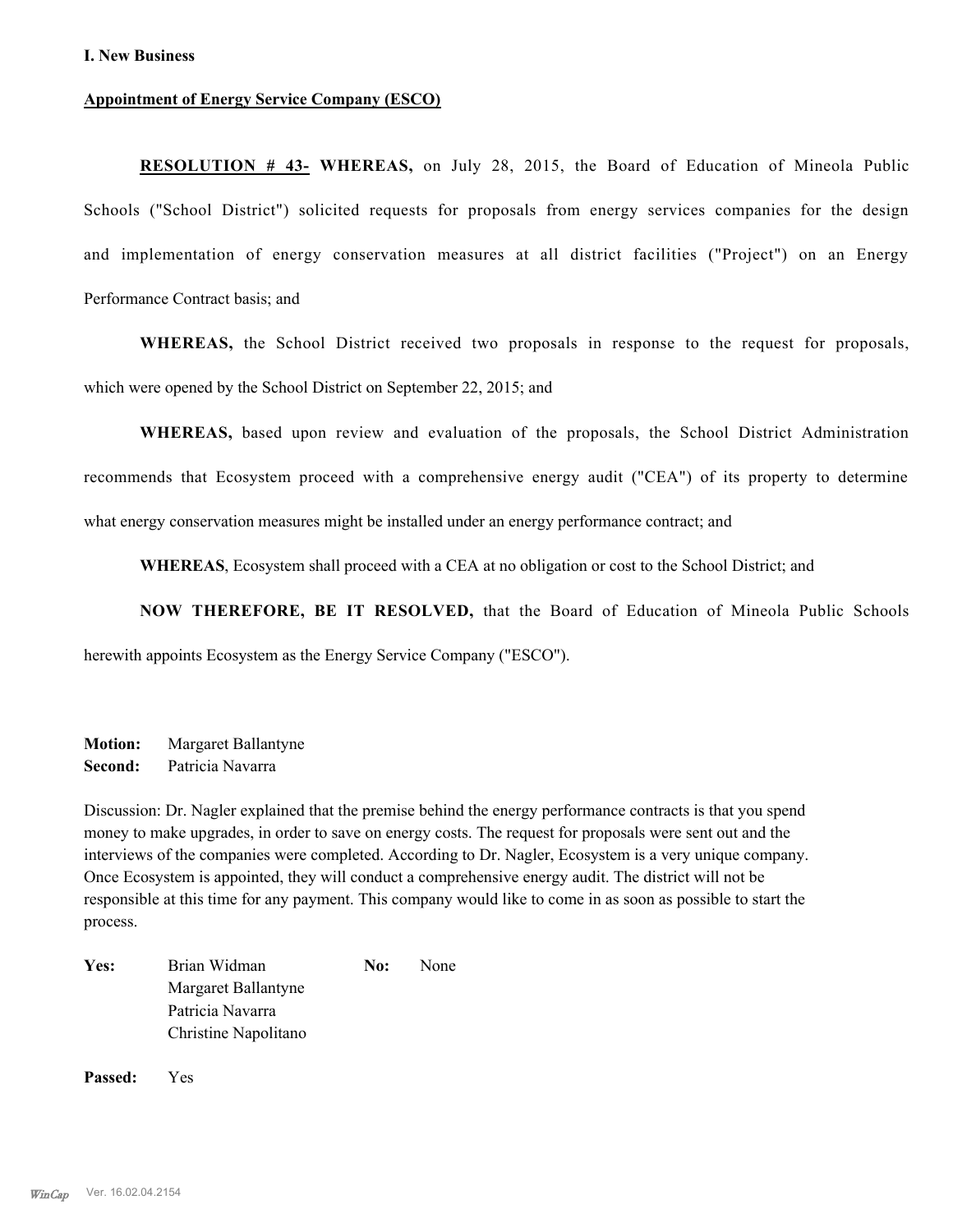**I. New Business**

**Appointment of Energy Service Company (ESCO)**

**RESOLUTION # 43- WHEREAS,** on July 28, 2015, the Board of Education of Mineola Public Schools ("School District") solicited requests for proposals from energy services companies for the design and implementation of energy conservation measures at all district facilities ("Project") on an Energy Performance Contract basis; and

**WHEREAS,** the School District received two proposals in response to the request for proposals, which were opened by the School District on September 22, 2015; and

**WHEREAS,** based upon review and evaluation of the proposals, the School District Administration recommends that Ecosystem proceed with a comprehensive energy audit ("CEA") of its property to determine what energy conservation measures might be installed under an energy performance contract; and

**WHEREAS**, Ecosystem shall proceed with a CEA at no obligation or cost to the School District; and

**NOW THEREFORE, BE IT RESOLVED,** that the Board of Education of Mineola Public Schools herewith appoints Ecosystem as the Energy Service Company ("ESCO").

**Motion:** Margaret Ballantyne
**Second:** Patricia Navarra

Discussion: Dr. Nagler explained that the premise behind the energy performance contracts is that you spend money to make upgrades, in order to save on energy costs. The request for proposals were sent out and the interviews of the companies were completed. According to Dr. Nagler, Ecosystem is a very unique company. Once Ecosystem is appointed, they will conduct a comprehensive energy audit. The district will not be responsible at this time for any payment. This company would like to come in as soon as possible to start the process.

| **Yes:** | | **No:** | |
|---|---|---|---|
| | Brian Widman | | None |
| | Margaret Ballantyne | | |
| | Patricia Navarra | | |
| | Christine Napolitano | | |

**Passed:** Yes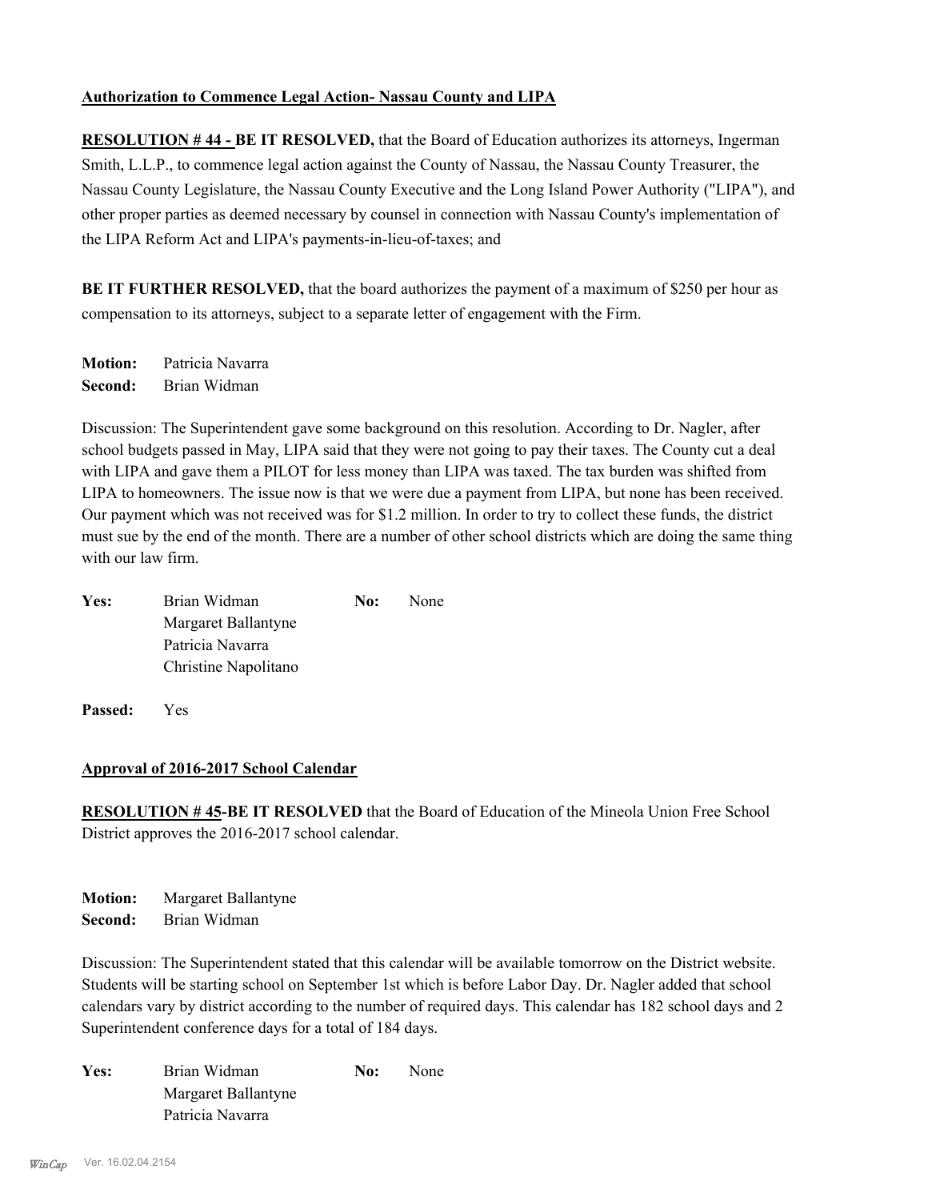**Authorization to Commence Legal Action- Nassau County and LIPA**

**RESOLUTION # 44 - BE IT RESOLVED,** that the Board of Education authorizes its attorneys, Ingerman Smith, L.L.P., to commence legal action against the County of Nassau, the Nassau County Treasurer, the Nassau County Legislature, the Nassau County Executive and the Long Island Power Authority ("LIPA"), and other proper parties as deemed necessary by counsel in connection with Nassau County's implementation of the LIPA Reform Act and LIPA's payments-in-lieu-of-taxes; and

**BE IT FURTHER RESOLVED,** that the board authorizes the payment of a maximum of $250 per hour as compensation to its attorneys, subject to a separate letter of engagement with the Firm.

**Motion:** Patricia Navarra
**Second:** Brian Widman

Discussion: The Superintendent gave some background on this resolution. According to Dr. Nagler, after school budgets passed in May, LIPA said that they were not going to pay their taxes. The County cut a deal with LIPA and gave them a PILOT for less money than LIPA was taxed. The tax burden was shifted from LIPA to homeowners. The issue now is that we were due a payment from LIPA, but none has been received. Our payment which was not received was for $1.2 million. In order to try to collect these funds, the district must sue by the end of the month. There are a number of other school districts which are doing the same thing with our law firm.

**Yes:** Brian Widman
Margaret Ballantyne
Patricia Navarra
Christine Napolitano

**No:** None

**Passed:** Yes

**Approval of 2016-2017 School Calendar**

**RESOLUTION # 45-BE IT RESOLVED** that the Board of Education of the Mineola Union Free School District approves the 2016-2017 school calendar.

**Motion:** Margaret Ballantyne
**Second:** Brian Widman

Discussion: The Superintendent stated that this calendar will be available tomorrow on the District website. Students will be starting school on September 1st which is before Labor Day. Dr. Nagler added that school calendars vary by district according to the number of required days. This calendar has 182 school days and 2 Superintendent conference days for a total of 184 days.

**Yes:** Brian Widman
Margaret Ballantyne
Patricia Navarra

**No:** None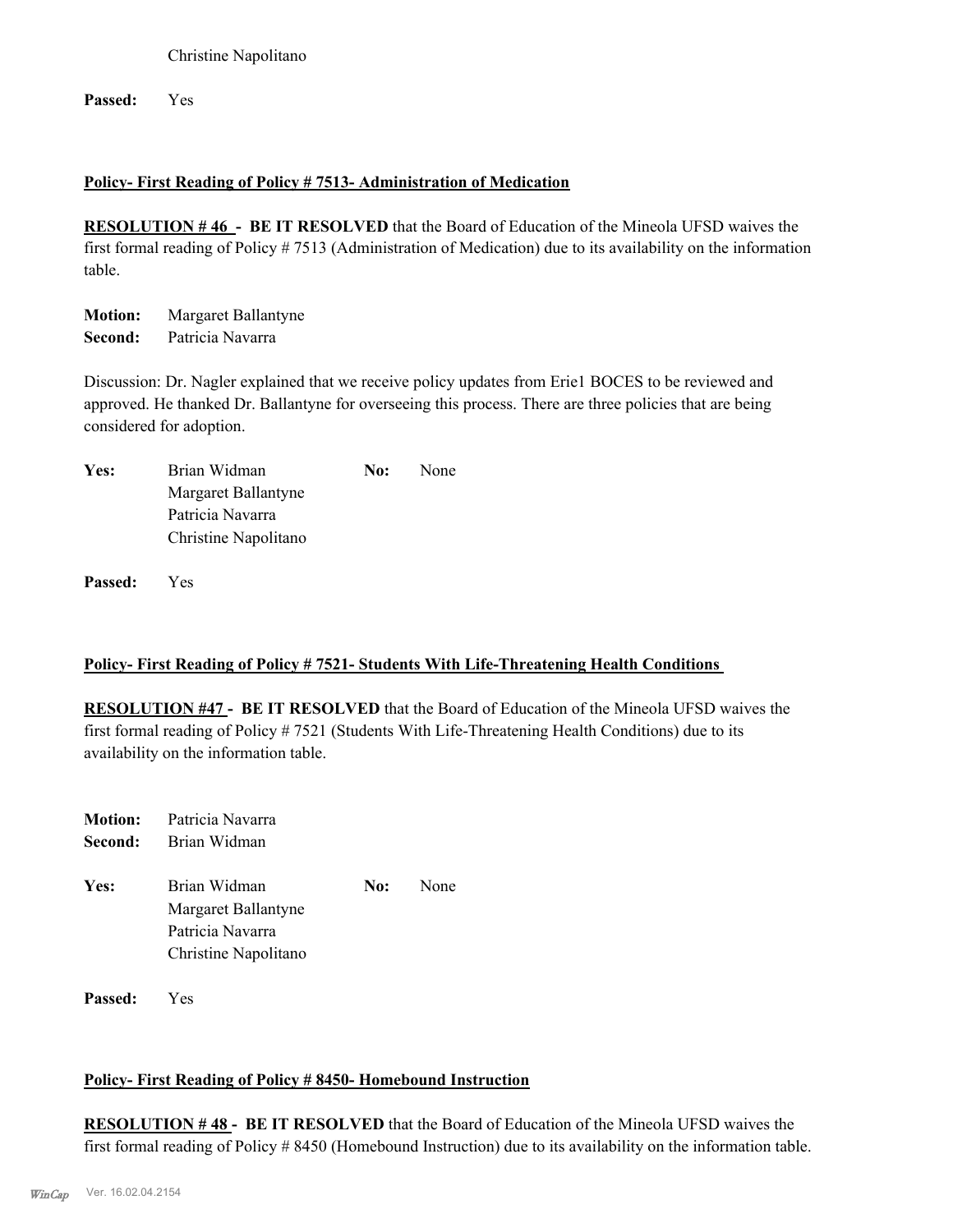Christine Napolitano

**Passed:** Yes

**Policy- First Reading of Policy # 7513- Administration of Medication**

**RESOLUTION # 46 - BE IT RESOLVED** that the Board of Education of the Mineola UFSD waives the first formal reading of Policy # 7513 (Administration of Medication) due to its availability on the information table.

**Motion:** Margaret Ballantyne
**Second:** Patricia Navarra

Discussion: Dr. Nagler explained that we receive policy updates from Erie1 BOCES to be reviewed and approved. He thanked Dr. Ballantyne for overseeing this process. There are three policies that are being considered for adoption.

**Yes:** Brian Widman
Margaret Ballantyne
Patricia Navarra
Christine Napolitano

**No:** None

**Passed:** Yes

**Policy- First Reading of Policy # 7521- Students With Life-Threatening Health Conditions**

**RESOLUTION #47 - BE IT RESOLVED** that the Board of Education of the Mineola UFSD waives the first formal reading of Policy # 7521 (Students With Life-Threatening Health Conditions) due to its availability on the information table.

**Motion:** Patricia Navarra
**Second:** Brian Widman

**Yes:** Brian Widman
Margaret Ballantyne
Patricia Navarra
Christine Napolitano

**No:** None

**Passed:** Yes

**Policy- First Reading of Policy # 8450- Homebound Instruction**

**RESOLUTION # 48 - BE IT RESOLVED** that the Board of Education of the Mineola UFSD waives the first formal reading of Policy # 8450 (Homebound Instruction) due to its availability on the information table.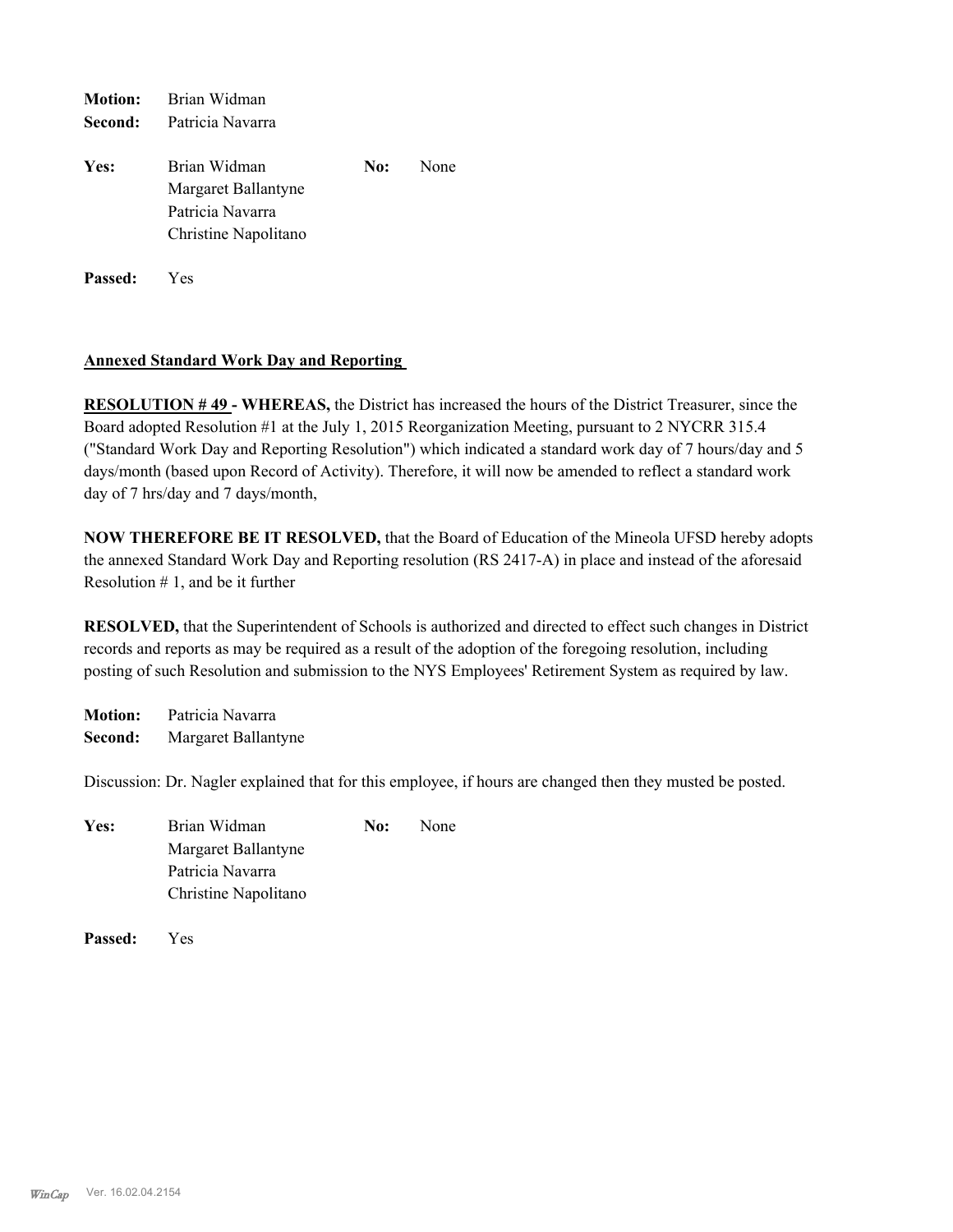**Motion:** Brian Widman
**Second:** Patricia Navarra

**Yes:** Brian Widman
Margaret Ballantyne
Patricia Navarra
Christine Napolitano

**No:** None

**Passed:** Yes

**Annexed Standard Work Day and Reporting**

**RESOLUTION # 49 - WHEREAS,** the District has increased the hours of the District Treasurer, since the Board adopted Resolution #1 at the July 1, 2015 Reorganization Meeting, pursuant to 2 NYCRR 315.4 ("Standard Work Day and Reporting Resolution") which indicated a standard work day of 7 hours/day and 5 days/month (based upon Record of Activity). Therefore, it will now be amended to reflect a standard work day of 7 hrs/day and 7 days/month,

**NOW THEREFORE BE IT RESOLVED,** that the Board of Education of the Mineola UFSD hereby adopts the annexed Standard Work Day and Reporting resolution (RS 2417-A) in place and instead of the aforesaid Resolution # 1, and be it further

**RESOLVED,** that the Superintendent of Schools is authorized and directed to effect such changes in District records and reports as may be required as a result of the adoption of the foregoing resolution, including posting of such Resolution and submission to the NYS Employees' Retirement System as required by law.

**Motion:** Patricia Navarra
**Second:** Margaret Ballantyne

Discussion: Dr. Nagler explained that for this employee, if hours are changed then they musted be posted.

**Yes:** Brian Widman
Margaret Ballantyne
Patricia Navarra
Christine Napolitano

**No:** None

**Passed:** Yes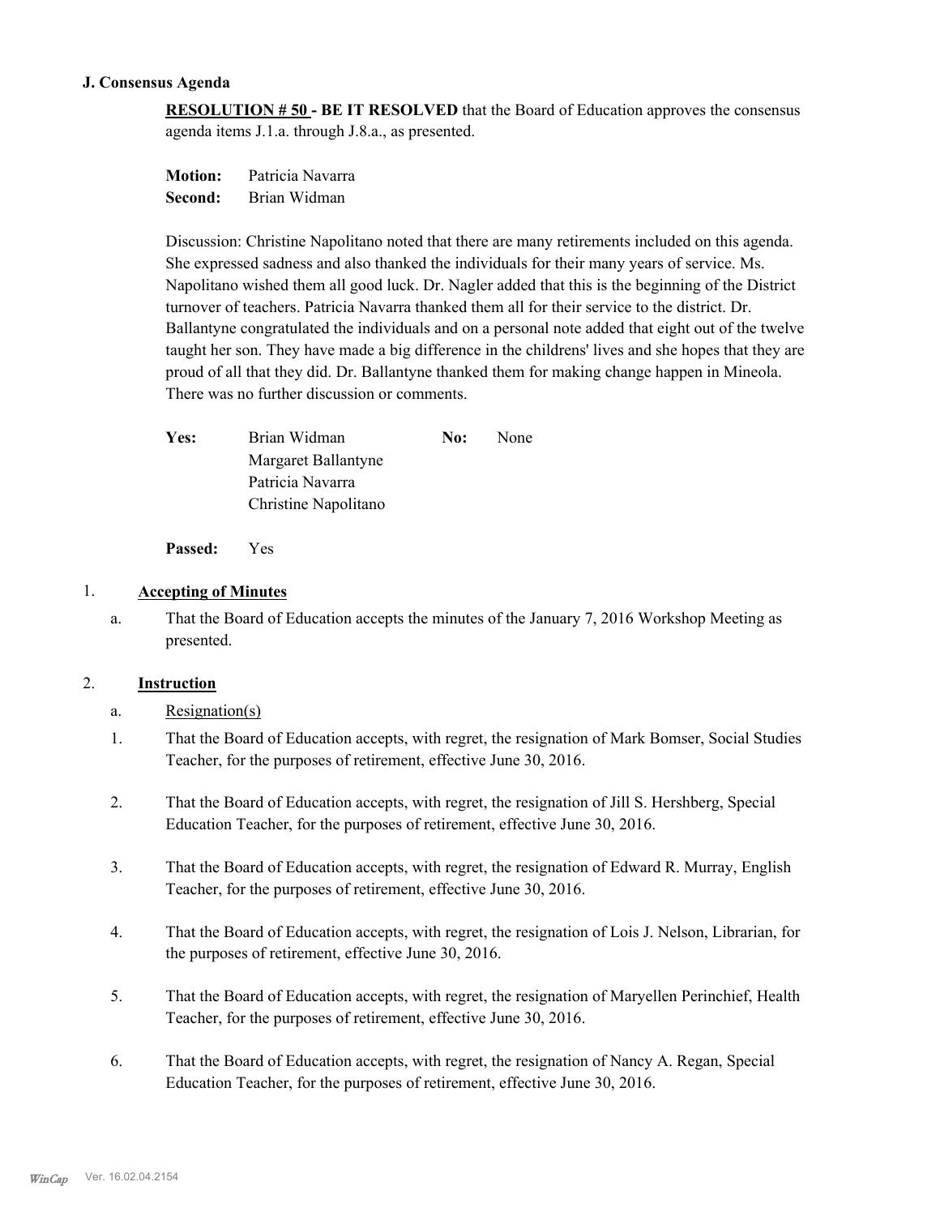### J. Consensus Agenda

**RESOLUTION # 50 - BE IT RESOLVED** that the Board of Education approves the consensus agenda items J.1.a. through J.8.a., as presented.

**Motion:** Patricia Navarra
**Second:** Brian Widman

Discussion: Christine Napolitano noted that there are many retirements included on this agenda. She expressed sadness and also thanked the individuals for their many years of service. Ms. Napolitano wished them all good luck. Dr. Nagler added that this is the beginning of the District turnover of teachers. Patricia Navarra thanked them all for their service to the district. Dr. Ballantyne congratulated the individuals and on a personal note added that eight out of the twelve taught her son. They have made a big difference in the childrens' lives and she hopes that they are proud of all that they did. Dr. Ballantyne thanked them for making change happen in Mineola. There was no further discussion or comments.

| | | | |
|---|---|---|---|
| **Yes:** | Brian Widman | **No:** | None |
| | Margaret Ballantyne | | |
| | Patricia Navarra | | |
| | Christine Napolitano | | |

**Passed:** Yes

1. **Accepting of Minutes**

   a. That the Board of Education accepts the minutes of the January 7, 2016 Workshop Meeting as presented.

2. **Instruction**

   a. Resignation(s)

   1. That the Board of Education accepts, with regret, the resignation of Mark Bomser, Social Studies Teacher, for the purposes of retirement, effective June 30, 2016.

   2. That the Board of Education accepts, with regret, the resignation of Jill S. Hershberg, Special Education Teacher, for the purposes of retirement, effective June 30, 2016.

   3. That the Board of Education accepts, with regret, the resignation of Edward R. Murray, English Teacher, for the purposes of retirement, effective June 30, 2016.

   4. That the Board of Education accepts, with regret, the resignation of Lois J. Nelson, Librarian, for the purposes of retirement, effective June 30, 2016.

   5. That the Board of Education accepts, with regret, the resignation of Maryellen Perinchief, Health Teacher, for the purposes of retirement, effective June 30, 2016.

   6. That the Board of Education accepts, with regret, the resignation of Nancy A. Regan, Special Education Teacher, for the purposes of retirement, effective June 30, 2016.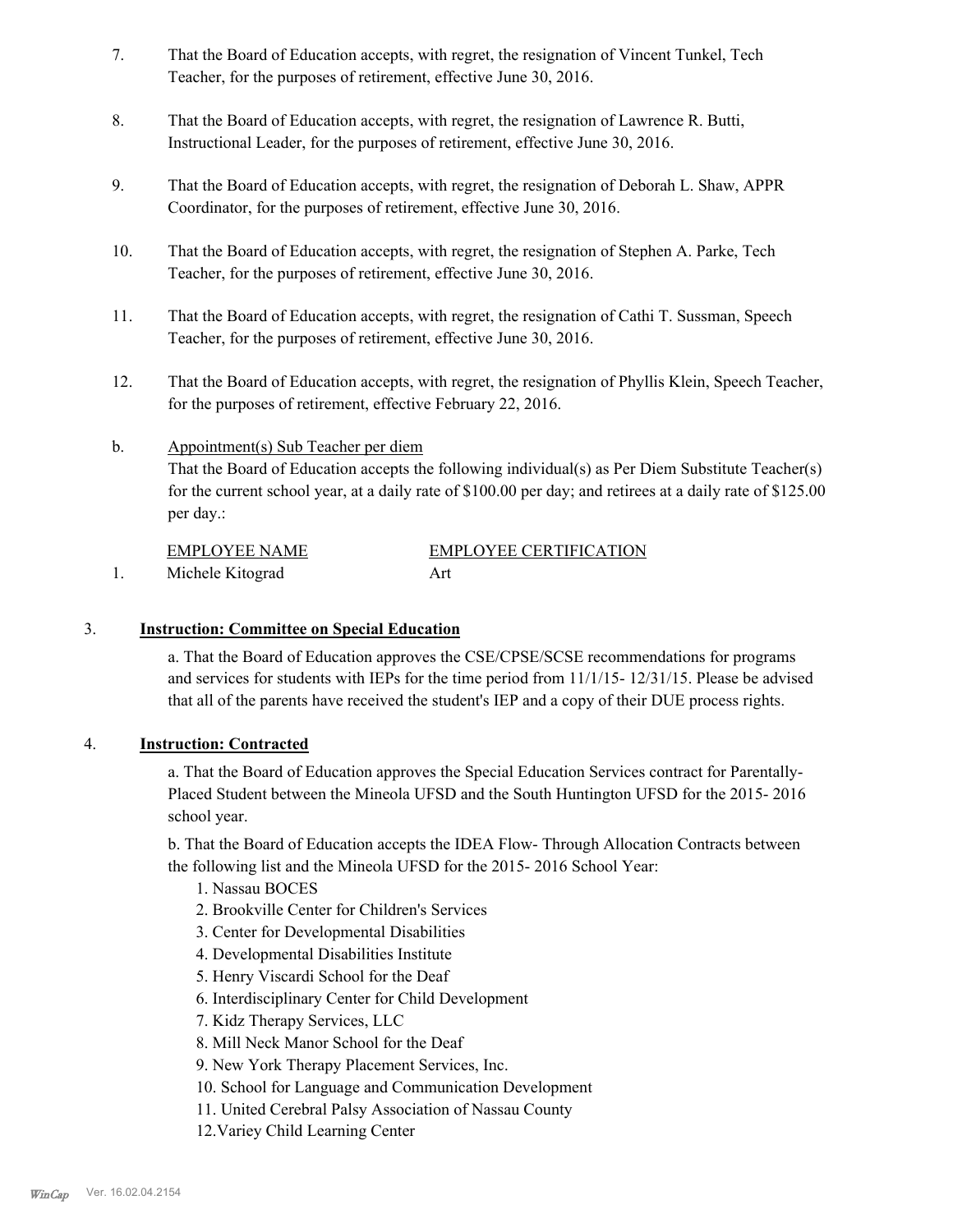7. That the Board of Education accepts, with regret, the resignation of Vincent Tunkel, Tech Teacher, for the purposes of retirement, effective June 30, 2016.

8. That the Board of Education accepts, with regret, the resignation of Lawrence R. Butti, Instructional Leader, for the purposes of retirement, effective June 30, 2016.

9. That the Board of Education accepts, with regret, the resignation of Deborah L. Shaw, APPR Coordinator, for the purposes of retirement, effective June 30, 2016.

10. That the Board of Education accepts, with regret, the resignation of Stephen A. Parke, Tech Teacher, for the purposes of retirement, effective June 30, 2016.

11. That the Board of Education accepts, with regret, the resignation of Cathi T. Sussman, Speech Teacher, for the purposes of retirement, effective June 30, 2016.

12. That the Board of Education accepts, with regret, the resignation of Phyllis Klein, Speech Teacher, for the purposes of retirement, effective February 22, 2016.

b. Appointment(s) Sub Teacher per diem
That the Board of Education accepts the following individual(s) as Per Diem Substitute Teacher(s) for the current school year, at a daily rate of $100.00 per day; and retirees at a daily rate of $125.00 per day.:

| | EMPLOYEE NAME | EMPLOYEE CERTIFICATION |
|---|---|---|
| 1. | Michele Kitograd | Art |

3. **Instruction: Committee on Special Education**

a. That the Board of Education approves the CSE/CPSE/SCSE recommendations for programs and services for students with IEPs for the time period from 11/1/15- 12/31/15. Please be advised that all of the parents have received the student's IEP and a copy of their DUE process rights.

4. **Instruction: Contracted**

a. That the Board of Education approves the Special Education Services contract for Parentally-Placed Student between the Mineola UFSD and the South Huntington UFSD for the 2015- 2016 school year.

b. That the Board of Education accepts the IDEA Flow- Through Allocation Contracts between the following list and the Mineola UFSD for the 2015- 2016 School Year:

1. Nassau BOCES
2. Brookville Center for Children's Services
3. Center for Developmental Disabilities
4. Developmental Disabilities Institute
5. Henry Viscardi School for the Deaf
6. Interdisciplinary Center for Child Development
7. Kidz Therapy Services, LLC
8. Mill Neck Manor School for the Deaf
9. New York Therapy Placement Services, Inc.
10. School for Language and Communication Development
11. United Cerebral Palsy Association of Nassau County
12. Variey Child Learning Center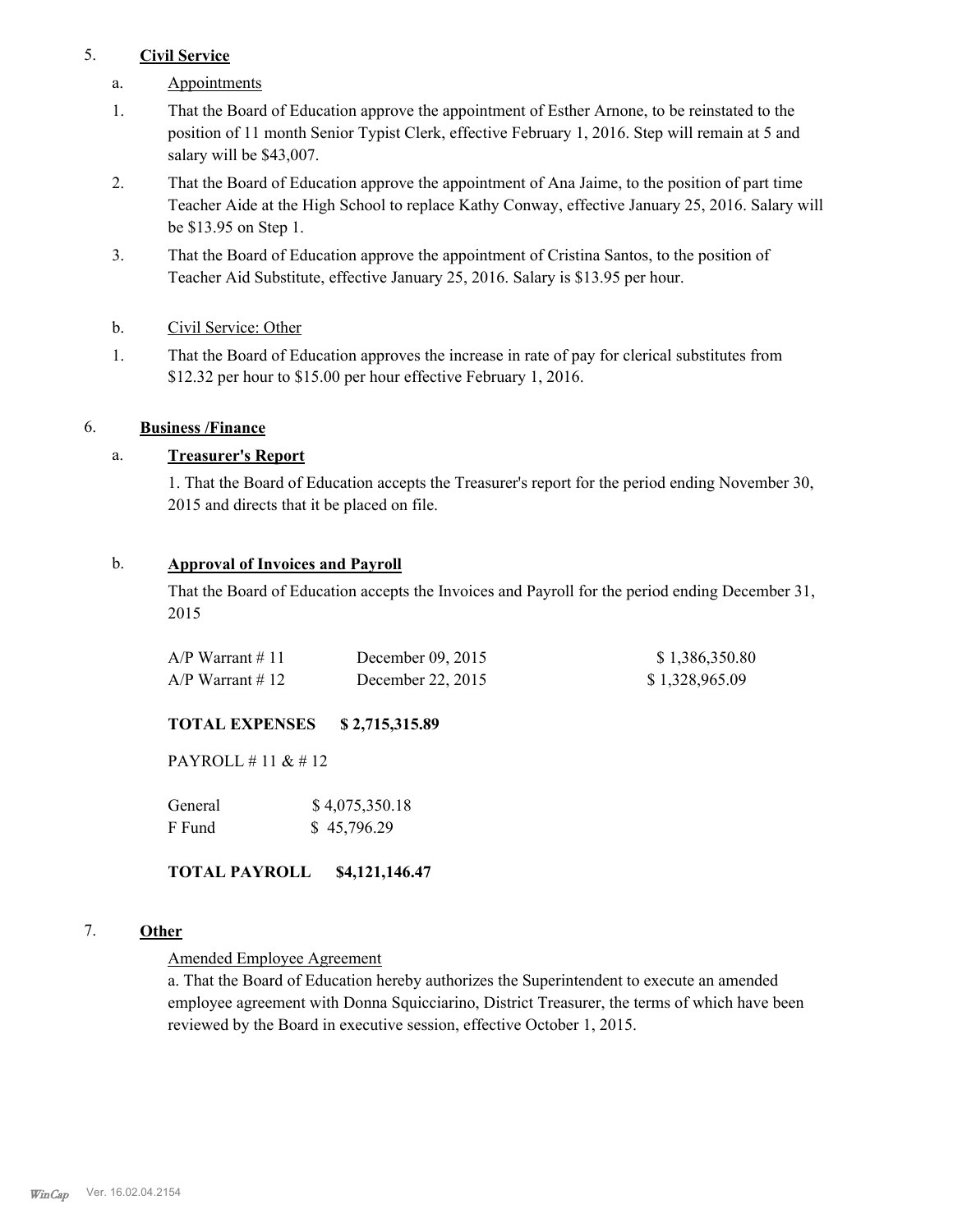5. **Civil Service**

a. Appointments

1. That the Board of Education approve the appointment of Esther Arnone, to be reinstated to the position of 11 month Senior Typist Clerk, effective February 1, 2016. Step will remain at 5 and salary will be $43,007.

2. That the Board of Education approve the appointment of Ana Jaime, to the position of part time Teacher Aide at the High School to replace Kathy Conway, effective January 25, 2016. Salary will be $13.95 on Step 1.

3. That the Board of Education approve the appointment of Cristina Santos, to the position of Teacher Aid Substitute, effective January 25, 2016. Salary is $13.95 per hour.

b. Civil Service: Other

1. That the Board of Education approves the increase in rate of pay for clerical substitutes from $12.32 per hour to $15.00 per hour effective February 1, 2016.

6. **Business /Finance**

a. **Treasurer's Report**

1. That the Board of Education accepts the Treasurer's report for the period ending November 30, 2015 and directs that it be placed on file.

b. **Approval of Invoices and Payroll**

That the Board of Education accepts the Invoices and Payroll for the period ending December 31, 2015

| | | |
|---|---|---|
| A/P Warrant # 11 | December 09, 2015 | $ 1,386,350.80 |
| A/P Warrant # 12 | December 22, 2015 | $ 1,328,965.09 |

**TOTAL EXPENSES $ 2,715,315.89**

PAYROLL # 11 & # 12

| | |
|---|---|
| General | $ 4,075,350.18 |
| F Fund | $ 45,796.29 |

**TOTAL PAYROLL $4,121,146.47**

7. **Other**

Amended Employee Agreement

a. That the Board of Education hereby authorizes the Superintendent to execute an amended employee agreement with Donna Squicciarino, District Treasurer, the terms of which have been reviewed by the Board in executive session, effective October 1, 2015.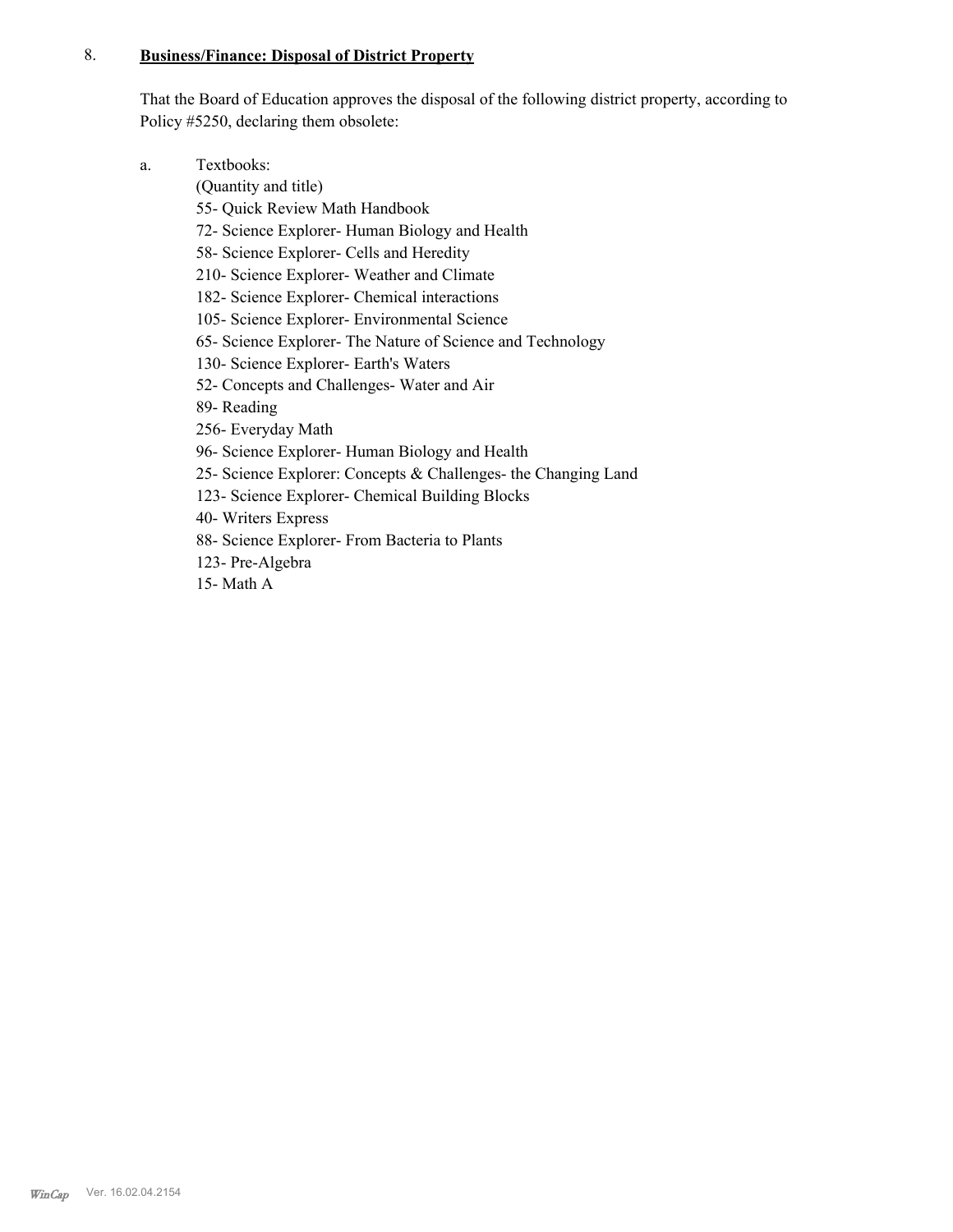8. **Business/Finance: Disposal of District Property**

That the Board of Education approves the disposal of the following district property, according to Policy #5250, declaring them obsolete:

a. Textbooks:
(Quantity and title)
55- Quick Review Math Handbook
72- Science Explorer- Human Biology and Health
58- Science Explorer- Cells and Heredity
210- Science Explorer- Weather and Climate
182- Science Explorer- Chemical interactions
105- Science Explorer- Environmental Science
65- Science Explorer- The Nature of Science and Technology
130- Science Explorer- Earth's Waters
52- Concepts and Challenges- Water and Air
89- Reading
256- Everyday Math
96- Science Explorer- Human Biology and Health
25- Science Explorer: Concepts & Challenges- the Changing Land
123- Science Explorer- Chemical Building Blocks
40- Writers Express
88- Science Explorer- From Bacteria to Plants
123- Pre-Algebra
15- Math A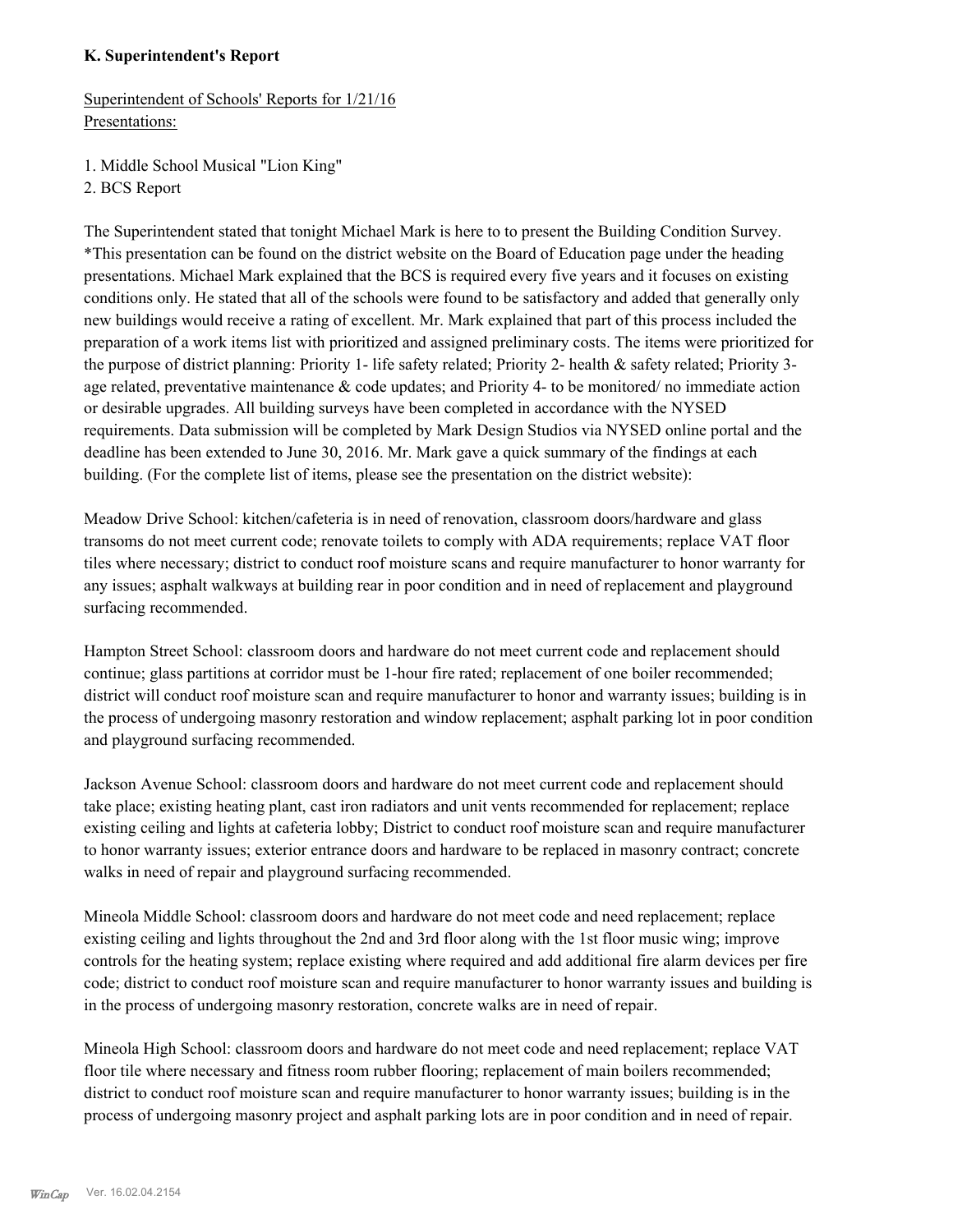**K. Superintendent's Report**

Superintendent of Schools' Reports for 1/21/16
Presentations:

1. Middle School Musical "Lion King"
2. BCS Report

The Superintendent stated that tonight Michael Mark is here to to present the Building Condition Survey. *This presentation can be found on the district website on the Board of Education page under the heading presentations. Michael Mark explained that the BCS is required every five years and it focuses on existing conditions only. He stated that all of the schools were found to be satisfactory and added that generally only new buildings would receive a rating of excellent. Mr. Mark explained that part of this process included the preparation of a work items list with prioritized and assigned preliminary costs. The items were prioritized for the purpose of district planning: Priority 1- life safety related; Priority 2- health & safety related; Priority 3- age related, preventative maintenance & code updates; and Priority 4- to be monitored/ no immediate action or desirable upgrades. All building surveys have been completed in accordance with the NYSED requirements. Data submission will be completed by Mark Design Studios via NYSED online portal and the deadline has been extended to June 30, 2016. Mr. Mark gave a quick summary of the findings at each building. (For the complete list of items, please see the presentation on the district website):

Meadow Drive School: kitchen/cafeteria is in need of renovation, classroom doors/hardware and glass transoms do not meet current code; renovate toilets to comply with ADA requirements; replace VAT floor tiles where necessary; district to conduct roof moisture scans and require manufacturer to honor warranty for any issues; asphalt walkways at building rear in poor condition and in need of replacement and playground surfacing recommended.

Hampton Street School: classroom doors and hardware do not meet current code and replacement should continue; glass partitions at corridor must be 1-hour fire rated; replacement of one boiler recommended; district will conduct roof moisture scan and require manufacturer to honor and warranty issues; building is in the process of undergoing masonry restoration and window replacement; asphalt parking lot in poor condition and playground surfacing recommended.

Jackson Avenue School: classroom doors and hardware do not meet current code and replacement should take place; existing heating plant, cast iron radiators and unit vents recommended for replacement; replace existing ceiling and lights at cafeteria lobby; District to conduct roof moisture scan and require manufacturer to honor warranty issues; exterior entrance doors and hardware to be replaced in masonry contract; concrete walks in need of repair and playground surfacing recommended.

Mineola Middle School: classroom doors and hardware do not meet code and need replacement; replace existing ceiling and lights throughout the 2nd and 3rd floor along with the 1st floor music wing; improve controls for the heating system; replace existing where required and add additional fire alarm devices per fire code; district to conduct roof moisture scan and require manufacturer to honor warranty issues and building is in the process of undergoing masonry restoration, concrete walks are in need of repair.

Mineola High School: classroom doors and hardware do not meet code and need replacement; replace VAT floor tile where necessary and fitness room rubber flooring; replacement of main boilers recommended; district to conduct roof moisture scan and require manufacturer to honor warranty issues; building is in the process of undergoing masonry project and asphalt parking lots are in poor condition and in need of repair.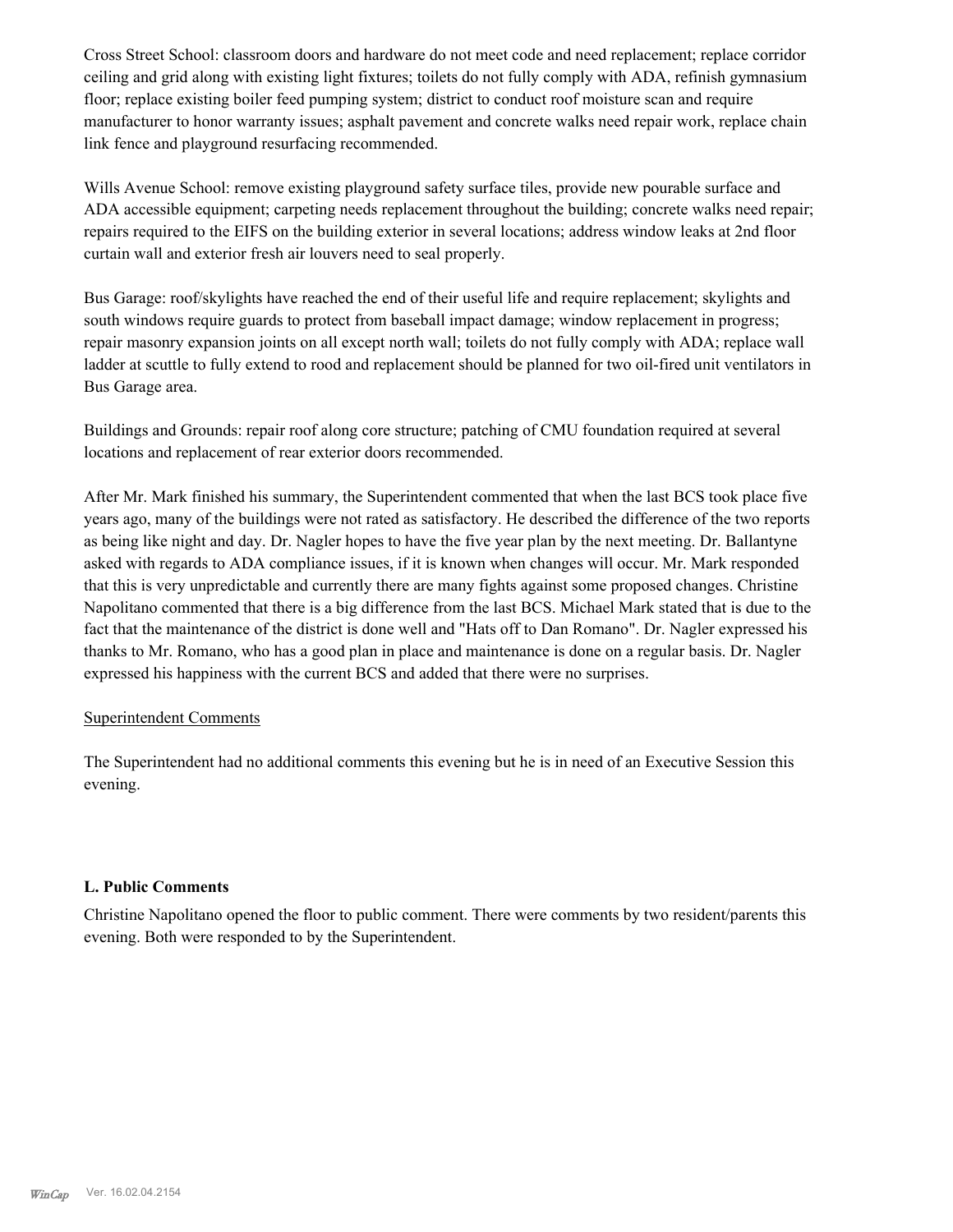Cross Street School: classroom doors and hardware do not meet code and need replacement; replace corridor ceiling and grid along with existing light fixtures; toilets do not fully comply with ADA, refinish gymnasium floor; replace existing boiler feed pumping system; district to conduct roof moisture scan and require manufacturer to honor warranty issues; asphalt pavement and concrete walks need repair work, replace chain link fence and playground resurfacing recommended.

Wills Avenue School: remove existing playground safety surface tiles, provide new pourable surface and ADA accessible equipment; carpeting needs replacement throughout the building; concrete walks need repair; repairs required to the EIFS on the building exterior in several locations; address window leaks at 2nd floor curtain wall and exterior fresh air louvers need to seal properly.

Bus Garage: roof/skylights have reached the end of their useful life and require replacement; skylights and south windows require guards to protect from baseball impact damage; window replacement in progress; repair masonry expansion joints on all except north wall; toilets do not fully comply with ADA; replace wall ladder at scuttle to fully extend to rood and replacement should be planned for two oil-fired unit ventilators in Bus Garage area.

Buildings and Grounds: repair roof along core structure; patching of CMU foundation required at several locations and replacement of rear exterior doors recommended.

After Mr. Mark finished his summary, the Superintendent commented that when the last BCS took place five years ago, many of the buildings were not rated as satisfactory. He described the difference of the two reports as being like night and day. Dr. Nagler hopes to have the five year plan by the next meeting. Dr. Ballantyne asked with regards to ADA compliance issues, if it is known when changes will occur. Mr. Mark responded that this is very unpredictable and currently there are many fights against some proposed changes. Christine Napolitano commented that there is a big difference from the last BCS. Michael Mark stated that is due to the fact that the maintenance of the district is done well and "Hats off to Dan Romano". Dr. Nagler expressed his thanks to Mr. Romano, who has a good plan in place and maintenance is done on a regular basis. Dr. Nagler expressed his happiness with the current BCS and added that there were no surprises.

Superintendent Comments

The Superintendent had no additional comments this evening but he is in need of an Executive Session this evening.

### L. Public Comments

Christine Napolitano opened the floor to public comment. There were comments by two resident/parents this evening. Both were responded to by the Superintendent.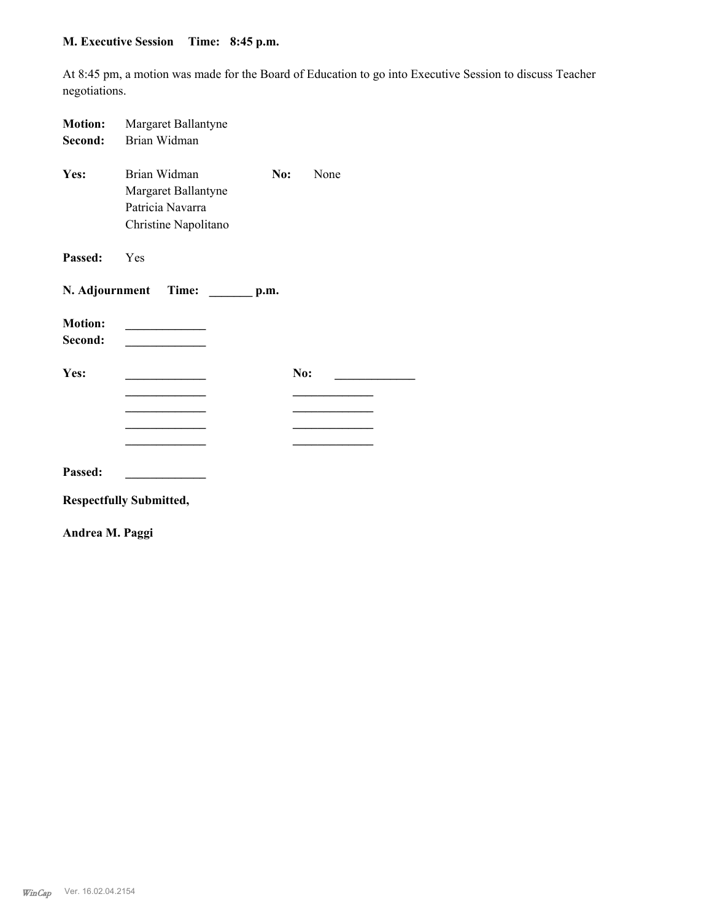**M. Executive Session Time: 8:45 p.m.**

At 8:45 pm, a motion was made for the Board of Education to go into Executive Session to discuss Teacher negotiations.

**Motion:** Margaret Ballantyne
**Second:** Brian Widman

**Yes:** Brian Widman
Margaret Ballantyne
Patricia Navarra
Christine Napolitano

**No:** None

**Passed:** Yes

**N. Adjournment Time: _______ p.m.**

**Motion:** _____________
**Second:** _____________

**Yes:** _____________
_____________
_____________
_____________
_____________

**No:** _____________
_____________
_____________
_____________
_____________

**Passed:** _____________

**Respectfully Submitted,**

**Andrea M. Paggi**